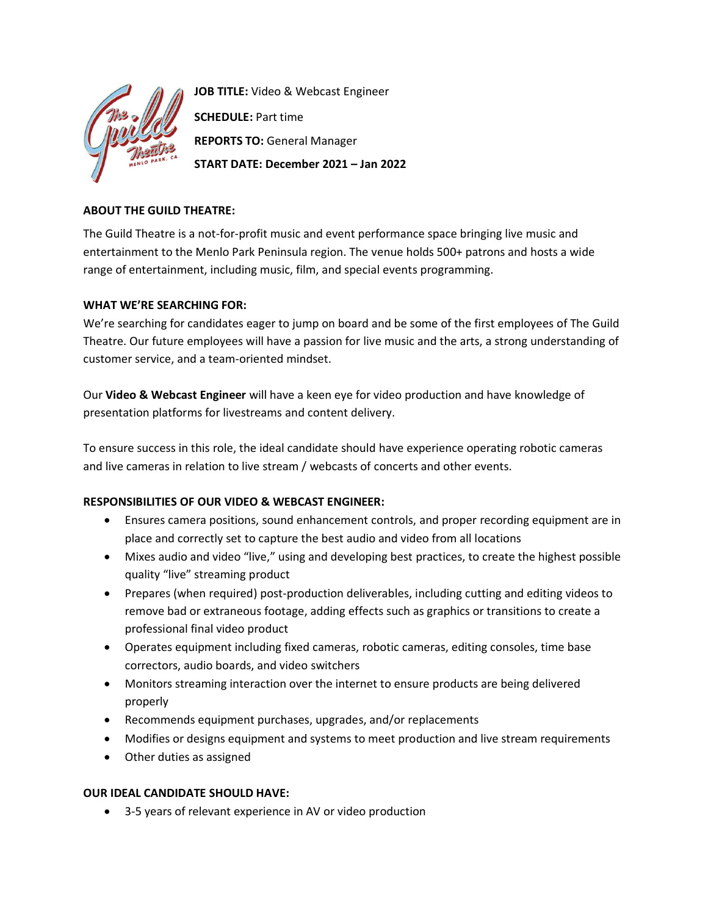**JOB TITLE:** Video & Webcast Engineer

**SCHEDULE:** Part time

**REPORTS TO:** General Manager

**START DATE: December 2021 – Jan 2022**

**ABOUT THE GUILD THEATRE:**

The Guild Theatre is a not-for-profit music and event performance space bringing live music and entertainment to the Menlo Park Peninsula region. The venue holds 500+ patrons and hosts a wide range of entertainment, including music, film, and special events programming.

**WHAT WE'RE SEARCHING FOR:**

We're searching for candidates eager to jump on board and be some of the first employees of The Guild Theatre. Our future employees will have a passion for live music and the arts, a strong understanding of customer service, and a team-oriented mindset.

Our **Video & Webcast Engineer** will have a keen eye for video production and have knowledge of presentation platforms for livestreams and content delivery.

To ensure success in this role, the ideal candidate should have experience operating robotic cameras and live cameras in relation to live stream / webcasts of concerts and other events.

**RESPONSIBILITIES OF OUR VIDEO & WEBCAST ENGINEER:**

- Ensures camera positions, sound enhancement controls, and proper recording equipment are in place and correctly set to capture the best audio and video from all locations
- Mixes audio and video "live," using and developing best practices, to create the highest possible quality "live" streaming product
- Prepares (when required) post-production deliverables, including cutting and editing videos to remove bad or extraneous footage, adding effects such as graphics or transitions to create a professional final video product
- Operates equipment including fixed cameras, robotic cameras, editing consoles, time base correctors, audio boards, and video switchers
- Monitors streaming interaction over the internet to ensure products are being delivered properly
- Recommends equipment purchases, upgrades, and/or replacements
- Modifies or designs equipment and systems to meet production and live stream requirements
- Other duties as assigned

**OUR IDEAL CANDIDATE SHOULD HAVE:**

- 3-5 years of relevant experience in AV or video production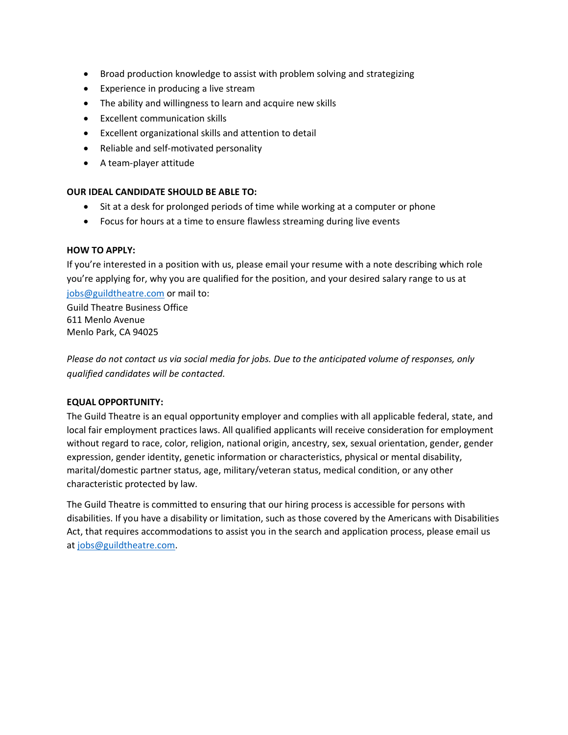- Broad production knowledge to assist with problem solving and strategizing
- Experience in producing a live stream
- The ability and willingness to learn and acquire new skills
- Excellent communication skills
- Excellent organizational skills and attention to detail
- Reliable and self-motivated personality
- A team-player attitude

**OUR IDEAL CANDIDATE SHOULD BE ABLE TO:**

- Sit at a desk for prolonged periods of time while working at a computer or phone
- Focus for hours at a time to ensure flawless streaming during live events

**HOW TO APPLY:**

If you're interested in a position with us, please email your resume with a note describing which role you're applying for, why you are qualified for the position, and your desired salary range to us at jobs@guildtheatre.com or mail to:

Guild Theatre Business Office
611 Menlo Avenue
Menlo Park, CA 94025

*Please do not contact us via social media for jobs. Due to the anticipated volume of responses, only qualified candidates will be contacted.*

**EQUAL OPPORTUNITY:**

The Guild Theatre is an equal opportunity employer and complies with all applicable federal, state, and local fair employment practices laws. All qualified applicants will receive consideration for employment without regard to race, color, religion, national origin, ancestry, sex, sexual orientation, gender, gender expression, gender identity, genetic information or characteristics, physical or mental disability, marital/domestic partner status, age, military/veteran status, medical condition, or any other characteristic protected by law.

The Guild Theatre is committed to ensuring that our hiring process is accessible for persons with disabilities. If you have a disability or limitation, such as those covered by the Americans with Disabilities Act, that requires accommodations to assist you in the search and application process, please email us at jobs@guildtheatre.com.